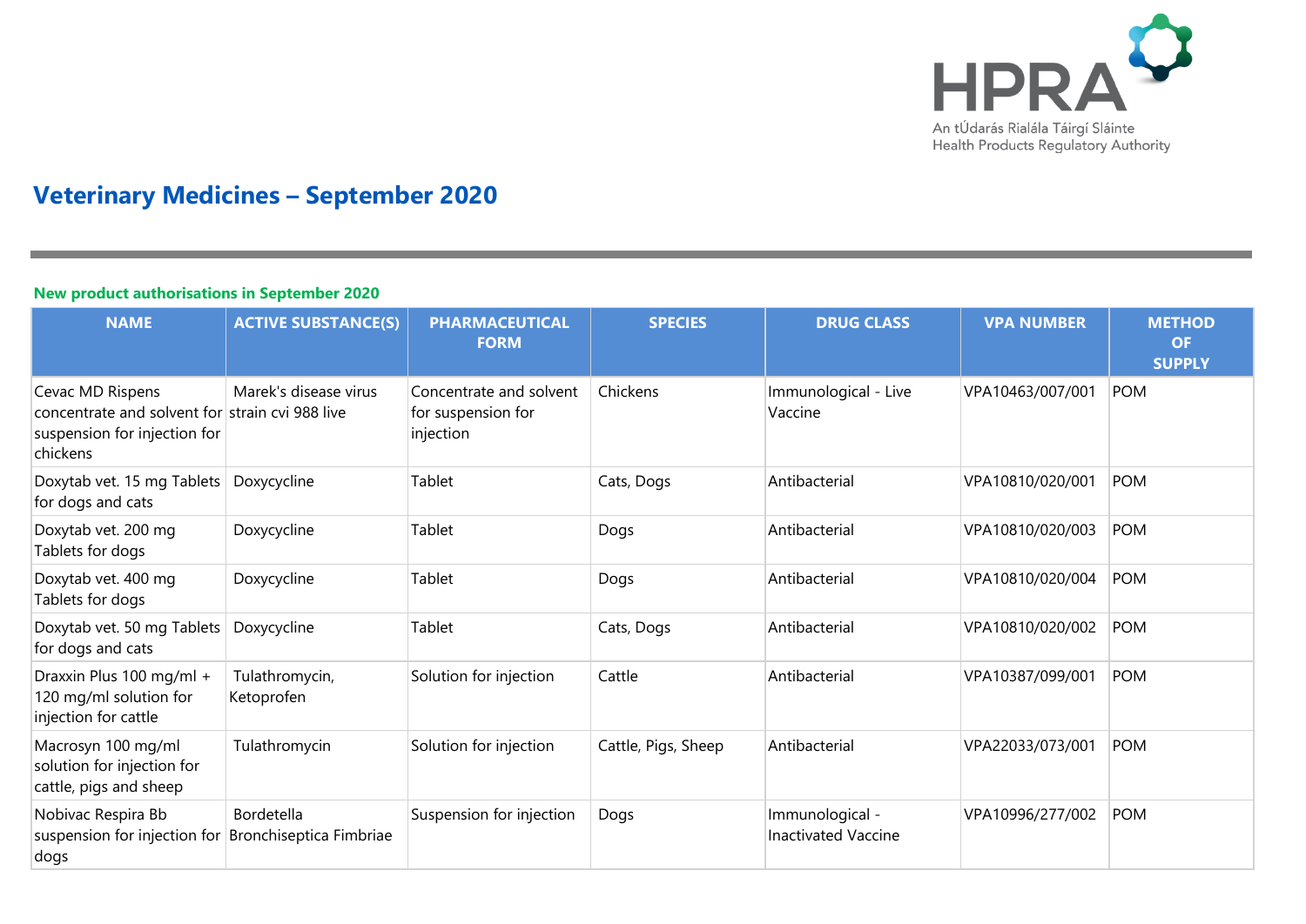# Veterinary Medicines – September 2020

## New product authorisations in September 2020

| NAME | ACTIVE SUBSTANCE(S) | PHARMACEUTICAL FORM | SPECIES | DRUG CLASS | VPA NUMBER | METHOD OF SUPPLY |
|---|---|---|---|---|---|---|
| Cevac MD Rispens concentrate and solvent for suspension for injection for chickens | Marek's disease virus strain cvi 988 live | Concentrate and solvent for suspension for injection | Chickens | Immunological - Live Vaccine | VPA10463/007/001 | POM |
| Doxytab vet. 15 mg Tablets for dogs and cats | Doxycycline | Tablet | Cats, Dogs | Antibacterial | VPA10810/020/001 | POM |
| Doxytab vet. 200 mg Tablets for dogs | Doxycycline | Tablet | Dogs | Antibacterial | VPA10810/020/003 | POM |
| Doxytab vet. 400 mg Tablets for dogs | Doxycycline | Tablet | Dogs | Antibacterial | VPA10810/020/004 | POM |
| Doxytab vet. 50 mg Tablets for dogs and cats | Doxycycline | Tablet | Cats, Dogs | Antibacterial | VPA10810/020/002 | POM |
| Draxxin Plus 100 mg/ml + 120 mg/ml solution for injection for cattle | Tulathromycin, Ketoprofen | Solution for injection | Cattle | Antibacterial | VPA10387/099/001 | POM |
| Macrosyn 100 mg/ml solution for injection for cattle, pigs and sheep | Tulathromycin | Solution for injection | Cattle, Pigs, Sheep | Antibacterial | VPA22033/073/001 | POM |
| Nobivac Respira Bb suspension for injection for dogs | Bordetella Bronchiseptica Fimbriae | Suspension for injection | Dogs | Immunological - Inactivated Vaccine | VPA10996/277/002 | POM |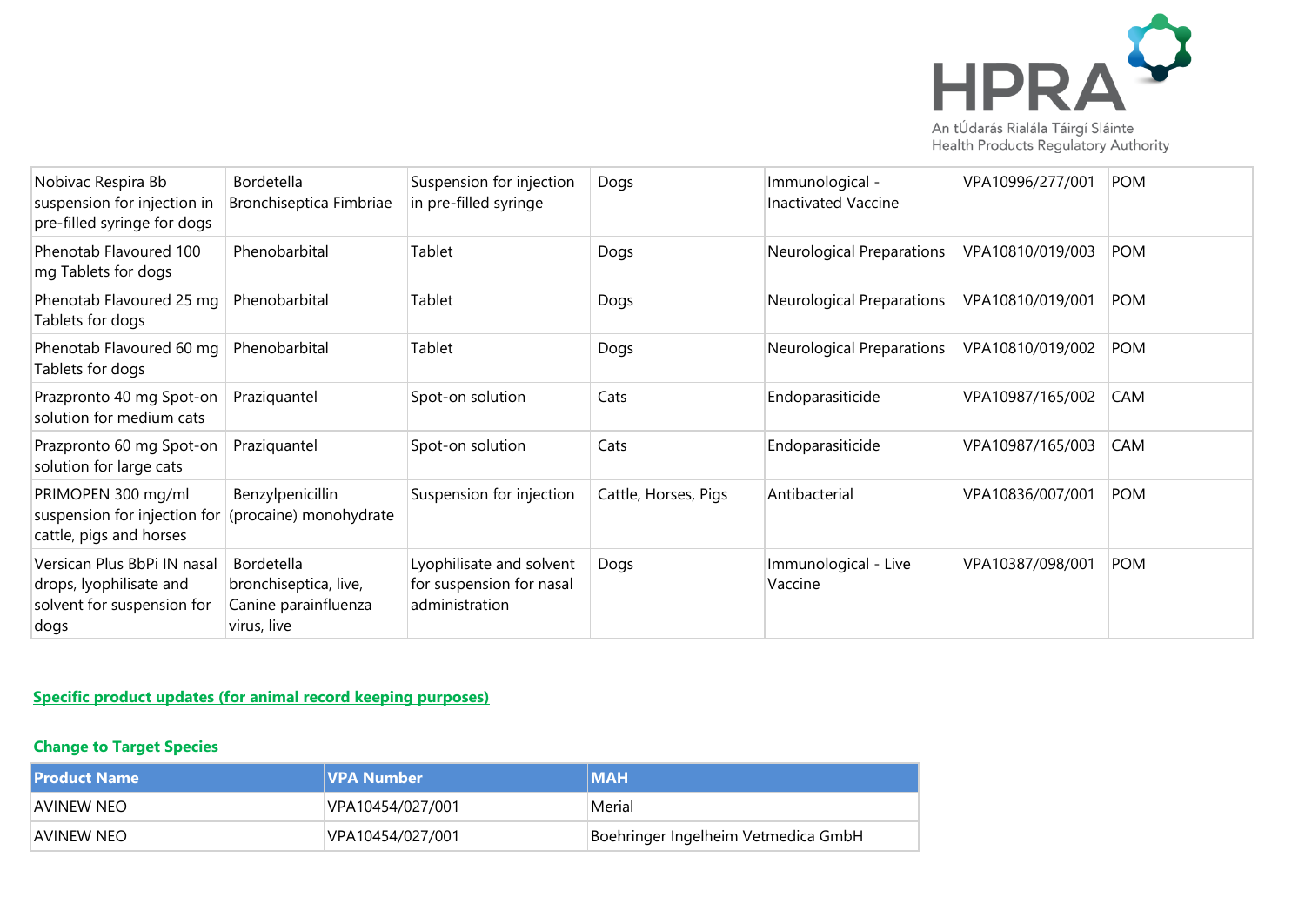| | | | | | | |
|---|---|---|---|---|---|---|
| Nobivac Respira Bb suspension for injection in pre-filled syringe for dogs | Bordetella Bronchiseptica Fimbriae | Suspension for injection in pre-filled syringe | Dogs | Immunological - Inactivated Vaccine | VPA10996/277/001 | POM |
| Phenotab Flavoured 100 mg Tablets for dogs | Phenobarbital | Tablet | Dogs | Neurological Preparations | VPA10810/019/003 | POM |
| Phenotab Flavoured 25 mg Tablets for dogs | Phenobarbital | Tablet | Dogs | Neurological Preparations | VPA10810/019/001 | POM |
| Phenotab Flavoured 60 mg Tablets for dogs | Phenobarbital | Tablet | Dogs | Neurological Preparations | VPA10810/019/002 | POM |
| Prazpronto 40 mg Spot-on solution for medium cats | Praziquantel | Spot-on solution | Cats | Endoparasiticide | VPA10987/165/002 | CAM |
| Prazpronto 60 mg Spot-on solution for large cats | Praziquantel | Spot-on solution | Cats | Endoparasiticide | VPA10987/165/003 | CAM |
| PRIMOPEN 300 mg/ml suspension for injection for cattle, pigs and horses | Benzylpenicillin (procaine) monohydrate | Suspension for injection | Cattle, Horses, Pigs | Antibacterial | VPA10836/007/001 | POM |
| Versican Plus BbPi IN nasal drops, lyophilisate and solvent for suspension for dogs | Bordetella bronchiseptica, live, Canine parainfluenza virus, live | Lyophilisate and solvent for suspension for nasal administration | Dogs | Immunological - Live Vaccine | VPA10387/098/001 | POM |

## Specific product updates (for animal record keeping purposes)

### Change to Target Species

| Product Name | VPA Number | MAH |
|---|---|---|
| AVINEW NEO | VPA10454/027/001 | Merial |
| AVINEW NEO | VPA10454/027/001 | Boehringer Ingelheim Vetmedica GmbH |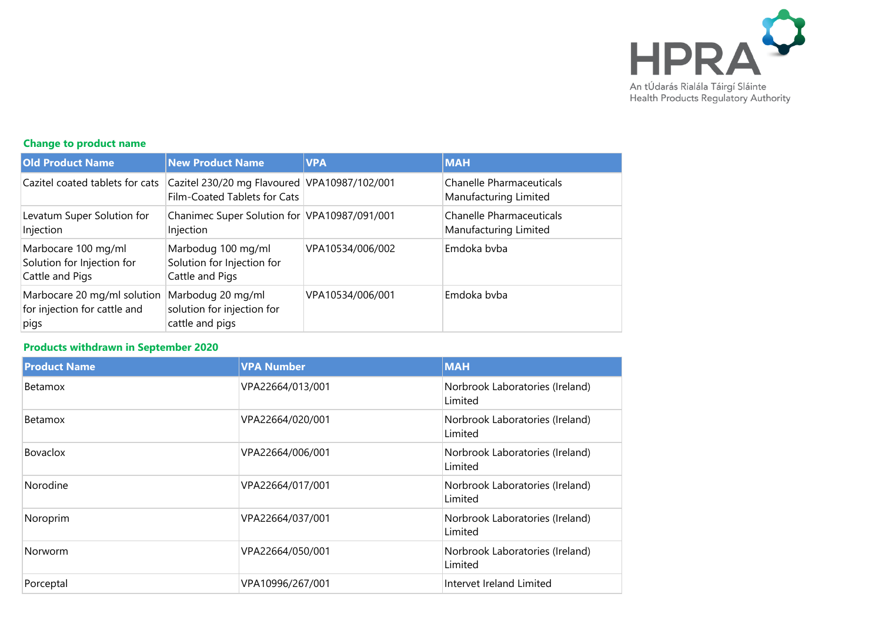## Change to product name

| Old Product Name | New Product Name | VPA | MAH |
|---|---|---|---|
| Cazitel coated tablets for cats | Cazitel 230/20 mg Flavoured Film-Coated Tablets for Cats | VPA10987/102/001 | Chanelle Pharmaceuticals Manufacturing Limited |
| Levatum Super Solution for Injection | Chanimec Super Solution for Injection | VPA10987/091/001 | Chanelle Pharmaceuticals Manufacturing Limited |
| Marbocare 100 mg/ml Solution for Injection for Cattle and Pigs | Marbodug 100 mg/ml Solution for Injection for Cattle and Pigs | VPA10534/006/002 | Emdoka bvba |
| Marbocare 20 mg/ml solution for injection for cattle and pigs | Marbodug 20 mg/ml solution for injection for cattle and pigs | VPA10534/006/001 | Emdoka bvba |

## Products withdrawn in September 2020

| Product Name | VPA Number | MAH |
|---|---|---|
| Betamox | VPA22664/013/001 | Norbrook Laboratories (Ireland) Limited |
| Betamox | VPA22664/020/001 | Norbrook Laboratories (Ireland) Limited |
| Bovaclox | VPA22664/006/001 | Norbrook Laboratories (Ireland) Limited |
| Norodine | VPA22664/017/001 | Norbrook Laboratories (Ireland) Limited |
| Noroprim | VPA22664/037/001 | Norbrook Laboratories (Ireland) Limited |
| Norworm | VPA22664/050/001 | Norbrook Laboratories (Ireland) Limited |
| Porceptal | VPA10996/267/001 | Intervet Ireland Limited |